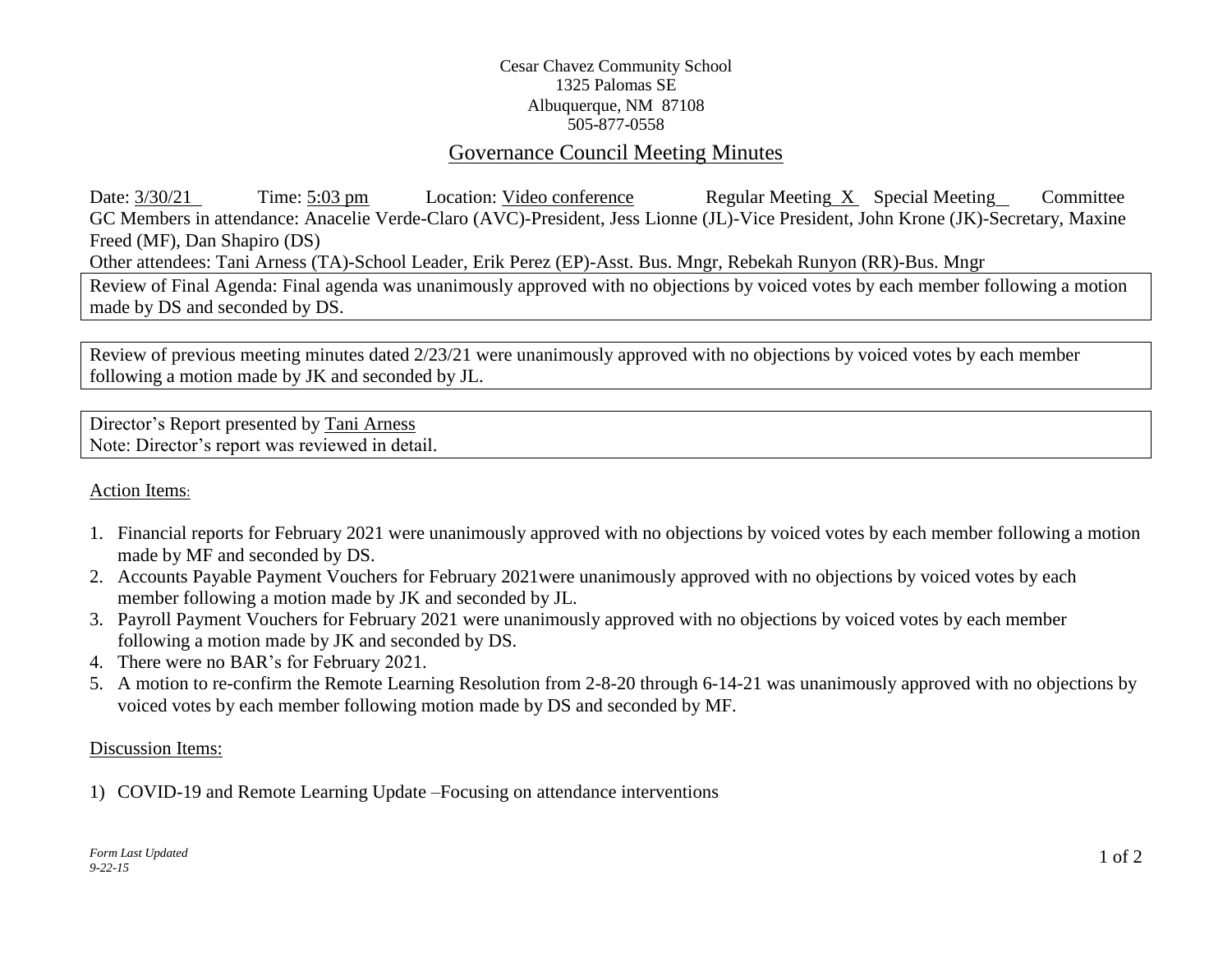Cesar Chavez Community School
1325 Palomas SE
Albuquerque, NM 87108
505-877-0558

# Governance Council Meeting Minutes

Date: 3/30/21 Time: 5:03 pm Location: Video conference Regular Meeting X Special Meeting Committee

GC Members in attendance: Anacelie Verde-Claro (AVC)-President, Jess Lionne (JL)-Vice President, John Krone (JK)-Secretary, Maxine Freed (MF), Dan Shapiro (DS)

Other attendees: Tani Arness (TA)-School Leader, Erik Perez (EP)-Asst. Bus. Mngr, Rebekah Runyon (RR)-Bus. Mngr

Review of Final Agenda: Final agenda was unanimously approved with no objections by voiced votes by each member following a motion made by DS and seconded by DS.

Review of previous meeting minutes dated 2/23/21 were unanimously approved with no objections by voiced votes by each member following a motion made by JK and seconded by JL.

Director's Report presented by Tani Arness
Note: Director's report was reviewed in detail.

## Action Items:

1. Financial reports for February 2021 were unanimously approved with no objections by voiced votes by each member following a motion made by MF and seconded by DS.
2. Accounts Payable Payment Vouchers for February 2021were unanimously approved with no objections by voiced votes by each member following a motion made by JK and seconded by JL.
3. Payroll Payment Vouchers for February 2021 were unanimously approved with no objections by voiced votes by each member following a motion made by JK and seconded by DS.
4. There were no BAR's for February 2021.
5. A motion to re-confirm the Remote Learning Resolution from 2-8-20 through 6-14-21 was unanimously approved with no objections by voiced votes by each member following motion made by DS and seconded by MF.

## Discussion Items:

1) COVID-19 and Remote Learning Update –Focusing on attendance interventions

*Form Last Updated 9-22-15*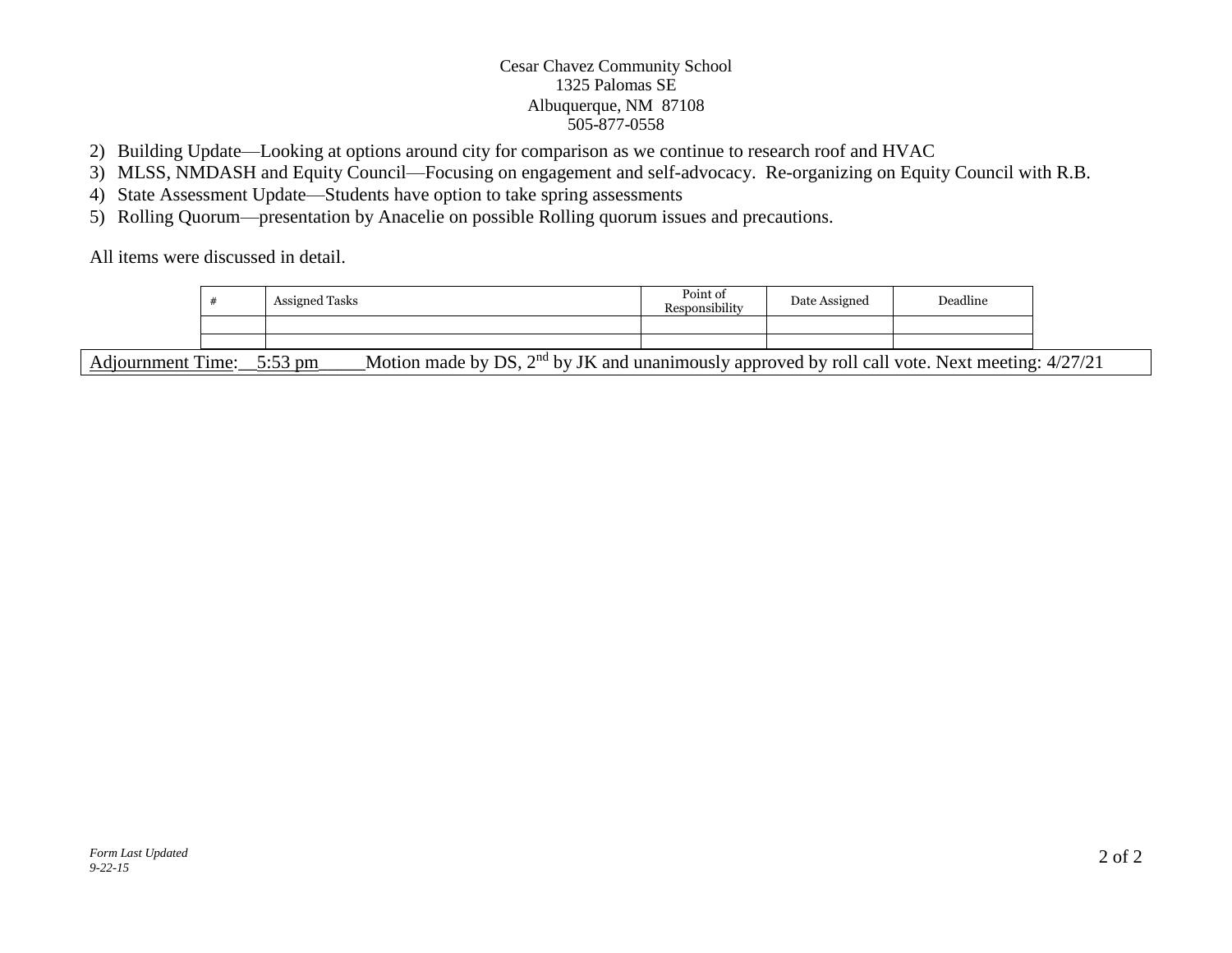Cesar Chavez Community School
1325 Palomas SE
Albuquerque, NM 87108
505-877-0558

2) Building Update—Looking at options around city for comparison as we continue to research roof and HVAC
3) MLSS, NMDASH and Equity Council—Focusing on engagement and self-advocacy. Re-organizing on Equity Council with R.B.
4) State Assessment Update—Students have option to take spring assessments
5) Rolling Quorum—presentation by Anacelie on possible Rolling quorum issues and precautions.

All items were discussed in detail.

| # | Assigned Tasks | Point of Responsibility | Date Assigned | Deadline |
|---|---|---|---|---|
| | | | | |
| | | | | |

Adjournment Time: __5:53 pm_____ Motion made by DS, 2nd by JK and unanimously approved by roll call vote. Next meeting: 4/27/21

*Form Last Updated 9-22-15*